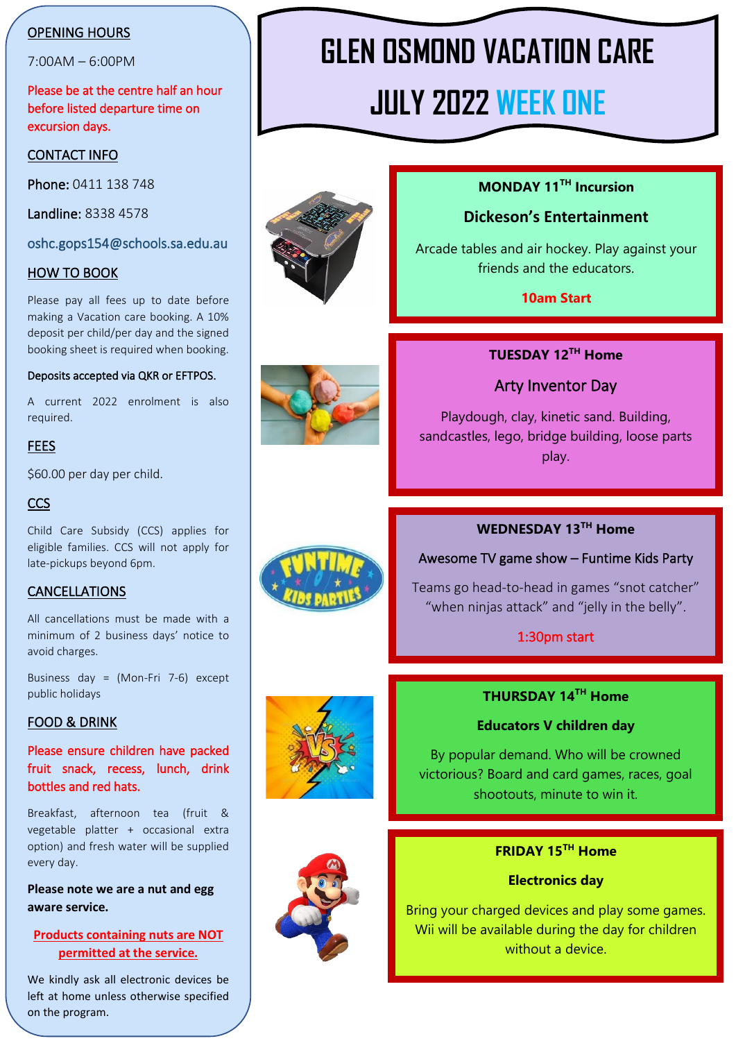# GLEN OSMOND VACATION CARE

# JULY 2022 WEEK ONE

## OPENING HOURS

7:00AM – 6:00PM

Please be at the centre half an hour before listed departure time on excursion days.

## CONTACT INFO

**Phone:** 0411 138 748

**Landline:** 8338 4578

oshc.gops154@schools.sa.edu.au

## HOW TO BOOK

Please pay all fees up to date before making a Vacation care booking. A 10% deposit per child/per day and the signed booking sheet is required when booking.

Deposits accepted via QKR or EFTPOS.

A current 2022 enrolment is also required.

## FEES

$60.00 per day per child.

## CCS

Child Care Subsidy (CCS) applies for eligible families. CCS will not apply for late-pickups beyond 6pm.

## CANCELLATIONS

All cancellations must be made with a minimum of 2 business days' notice to avoid charges.

Business day = (Mon-Fri 7-6) except public holidays

## FOOD & DRINK

Please ensure children have packed fruit snack, recess, lunch, drink bottles and red hats.

Breakfast, afternoon tea (fruit & vegetable platter + occasional extra option) and fresh water will be supplied every day.

**Please note we are a nut and egg aware service.**

**Products containing nuts are NOT permitted at the service.**

We kindly ask all electronic devices be left at home unless otherwise specified on the program.

---

### MONDAY 11TH Incursion

**Dickeson's Entertainment**

Arcade tables and air hockey. Play against your friends and the educators.

**10am Start**

### TUESDAY 12TH Home

Arty Inventor Day

Playdough, clay, kinetic sand. Building, sandcastles, lego, bridge building, loose parts play.

### WEDNESDAY 13TH Home

Awesome TV game show – Funtime Kids Party

Teams go head-to-head in games "snot catcher" "when ninjas attack" and "jelly in the belly".

1:30pm start

### THURSDAY 14TH Home

**Educators V children day**

By popular demand. Who will be crowned victorious? Board and card games, races, goal shootouts, minute to win it.

### FRIDAY 15TH Home

**Electronics day**

Bring your charged devices and play some games. Wii will be available during the day for children without a device.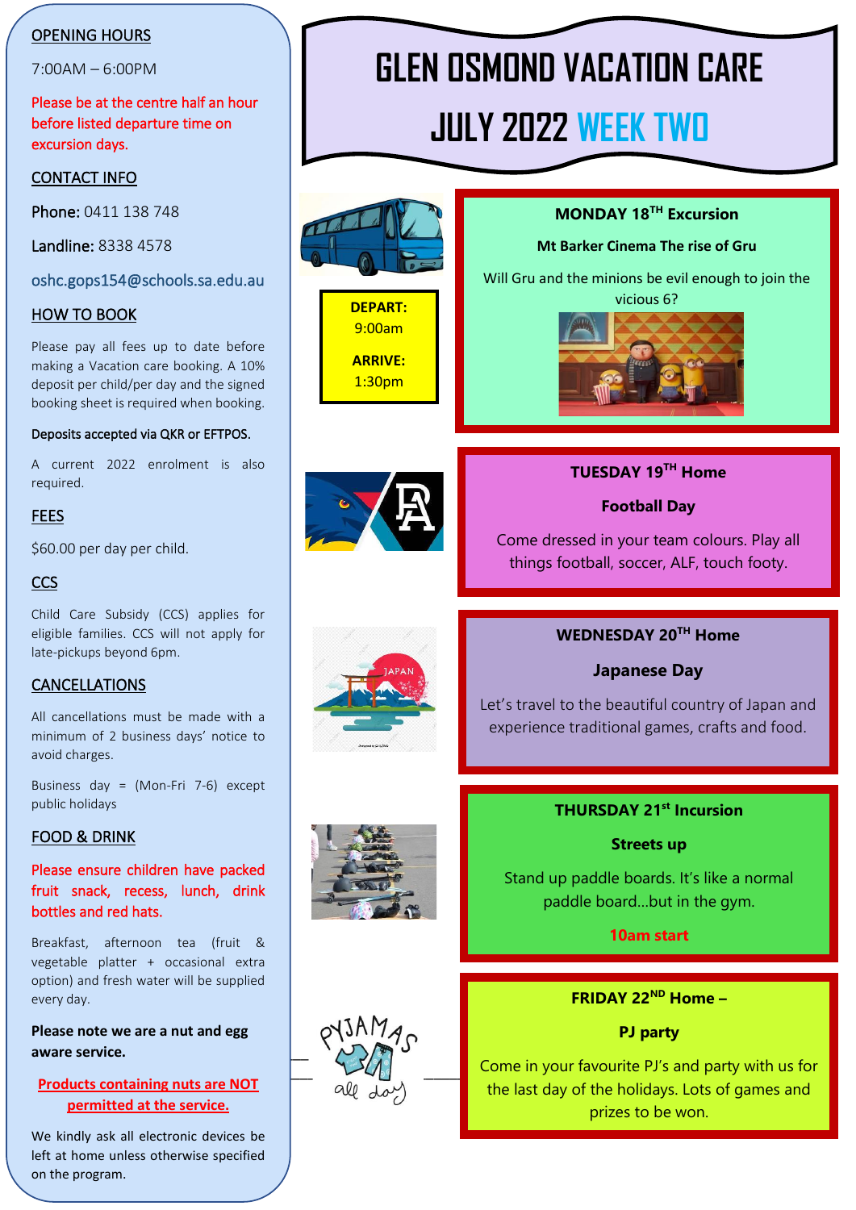# GLEN OSMOND VACATION CARE

# JULY 2022 WEEK TWO

## OPENING HOURS

7:00AM – 6:00PM

Please be at the centre half an hour before listed departure time on excursion days.

## CONTACT INFO

**Phone:** 0411 138 748

**Landline:** 8338 4578

oshc.gops154@schools.sa.edu.au

## HOW TO BOOK

Please pay all fees up to date before making a Vacation care booking. A 10% deposit per child/per day and the signed booking sheet is required when booking.

Deposits accepted via QKR or EFTPOS.

A current 2022 enrolment is also required.

## FEES

$60.00 per day per child.

## CCS

Child Care Subsidy (CCS) applies for eligible families. CCS will not apply for late-pickups beyond 6pm.

## CANCELLATIONS

All cancellations must be made with a minimum of 2 business days' notice to avoid charges.

Business day = (Mon-Fri 7-6) except public holidays

## FOOD & DRINK

Please ensure children have packed fruit snack, recess, lunch, drink bottles and red hats.

Breakfast, afternoon tea (fruit & vegetable platter + occasional extra option) and fresh water will be supplied every day.

**Please note we are a nut and egg aware service.**

**Products containing nuts are NOT permitted at the service.**

We kindly ask all electronic devices be left at home unless otherwise specified on the program.

---

**DEPART:** 9:00am

**ARRIVE:** 1:30pm

### MONDAY 18TH Excursion

**Mt Barker Cinema The rise of Gru**

Will Gru and the minions be evil enough to join the vicious 6?

### TUESDAY 19TH Home

**Football Day**

Come dressed in your team colours. Play all things football, soccer, ALF, touch footy.

### WEDNESDAY 20TH Home

**Japanese Day**

Let's travel to the beautiful country of Japan and experience traditional games, crafts and food.

### THURSDAY 21st Incursion

**Streets up**

Stand up paddle boards. It's like a normal paddle board…but in the gym.

**10am start**

### FRIDAY 22ND Home –

**PJ party**

Come in your favourite PJ's and party with us for the last day of the holidays. Lots of games and prizes to be won.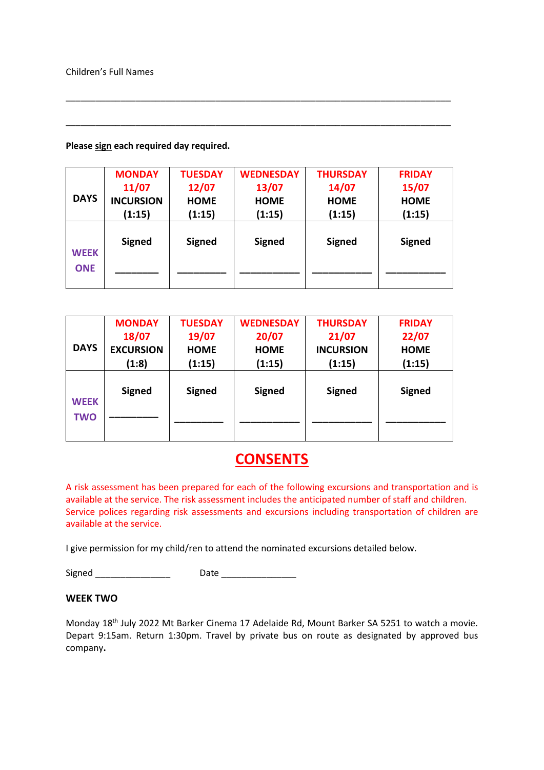Children's Full Names

\_\_\_\_\_\_\_\_\_\_\_\_\_\_\_\_\_\_\_\_\_\_\_\_\_\_\_\_\_\_\_\_\_\_\_\_\_\_\_\_\_\_\_\_\_\_\_\_\_\_\_\_\_\_\_\_\_\_\_\_\_\_\_\_\_\_\_\_\_\_\_\_\_\_\_\_

\_\_\_\_\_\_\_\_\_\_\_\_\_\_\_\_\_\_\_\_\_\_\_\_\_\_\_\_\_\_\_\_\_\_\_\_\_\_\_\_\_\_\_\_\_\_\_\_\_\_\_\_\_\_\_\_\_\_\_\_\_\_\_\_\_\_\_\_\_\_\_\_\_\_\_\_

**Please sign each required day required.**

| DAYS | MONDAY 11/07 INCURSION (1:15) | TUESDAY 12/07 HOME (1:15) | WEDNESDAY 13/07 HOME (1:15) | THURSDAY 14/07 HOME (1:15) | FRIDAY 15/07 HOME (1:15) |
|---|---|---|---|---|---|
| WEEK ONE | Signed ________ | Signed _________ | Signed ___________ | Signed ___________ | Signed ___________ |

| DAYS | MONDAY 18/07 EXCURSION (1:8) | TUESDAY 19/07 HOME (1:15) | WEDNESDAY 20/07 HOME (1:15) | THURSDAY 21/07 INCURSION (1:15) | FRIDAY 22/07 HOME (1:15) |
|---|---|---|---|---|---|
| WEEK TWO | Signed _________ | Signed _________ | Signed ___________ | Signed ___________ | Signed ___________ |

## CONSENTS

A risk assessment has been prepared for each of the following excursions and transportation and is available at the service. The risk assessment includes the anticipated number of staff and children. Service polices regarding risk assessments and excursions including transportation of children are available at the service.

I give permission for my child/ren to attend the nominated excursions detailed below.

Signed _______________ Date _______________

**WEEK TWO**

Monday 18th July 2022 Mt Barker Cinema 17 Adelaide Rd, Mount Barker SA 5251 to watch a movie. Depart 9:15am. Return 1:30pm. Travel by private bus on route as designated by approved bus company.